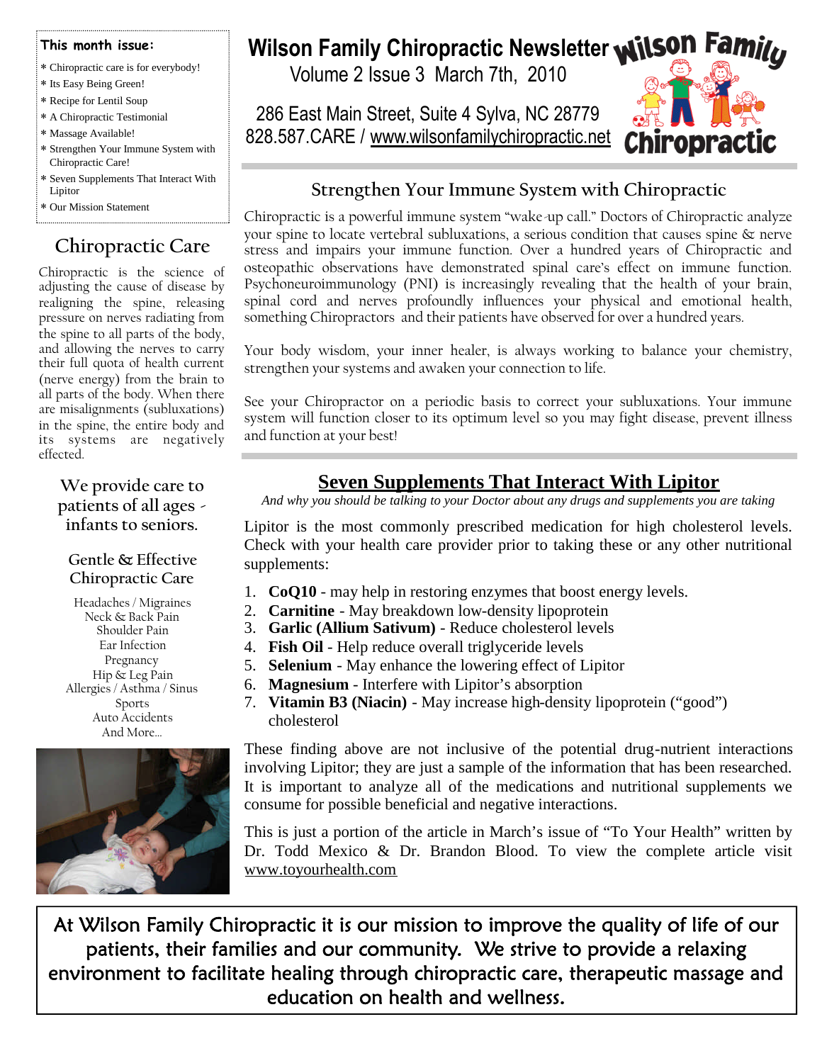# Wilson Family Chiropractic Newsletter

Volume 2 Issue 3 March 7th, 2010

286 East Main Street, Suite 4 Sylva, NC 28779
828.587.CARE / www.wilsonfamilychiropractic.net

**This month issue:**

* Chiropractic care is for everybody!
* Its Easy Being Green!
* Recipe for Lentil Soup
* A Chiropractic Testimonial
* Massage Available!
* Strengthen Your Immune System with Chiropractic Care!
* Seven Supplements That Interact With Lipitor
* Our Mission Statement

## Chiropractic Care

Chiropractic is the science of adjusting the cause of disease by realigning the spine, releasing pressure on nerves radiating from the spine to all parts of the body, and allowing the nerves to carry their full quota of health current (nerve energy) from the brain to all parts of the body. When there are misalignments (subluxations) in the spine, the entire body and its systems are negatively effected.

**We provide care to patients of all ages - infants to seniors.**

### Gentle & Effective Chiropractic Care

Headaches / Migraines
Neck & Back Pain
Shoulder Pain
Ear Infection
Pregnancy
Hip & Leg Pain
Allergies / Asthma / Sinus
Sports
Auto Accidents
And More...

## Strengthen Your Immune System with Chiropractic

Chiropractic is a powerful immune system "wake-up call." Doctors of Chiropractic analyze your spine to locate vertebral subluxations, a serious condition that causes spine & nerve stress and impairs your immune function. Over a hundred years of Chiropractic and osteopathic observations have demonstrated spinal care's effect on immune function. Psychoneuroimmunology (PNI) is increasingly revealing that the health of your brain, spinal cord and nerves profoundly influences your physical and emotional health, something Chiropractors and their patients have observed for over a hundred years.

Your body wisdom, your inner healer, is always working to balance your chemistry, strengthen your systems and awaken your connection to life.

See your Chiropractor on a periodic basis to correct your subluxations. Your immune system will function closer to its optimum level so you may fight disease, prevent illness and function at your best!

## Seven Supplements That Interact With Lipitor

*And why you should be talking to your Doctor about any drugs and supplements you are taking*

Lipitor is the most commonly prescribed medication for high cholesterol levels. Check with your health care provider prior to taking these or any other nutritional supplements:

1. **CoQ10** - may help in restoring enzymes that boost energy levels.
2. **Carnitine** - May breakdown low-density lipoprotein
3. **Garlic (Allium Sativum)** - Reduce cholesterol levels
4. **Fish Oil** - Help reduce overall triglyceride levels
5. **Selenium** - May enhance the lowering effect of Lipitor
6. **Magnesium** - Interfere with Lipitor's absorption
7. **Vitamin B3 (Niacin)** - May increase high-density lipoprotein ("good") cholesterol

These finding above are not inclusive of the potential drug-nutrient interactions involving Lipitor; they are just a sample of the information that has been researched. It is important to analyze all of the medications and nutritional supplements we consume for possible beneficial and negative interactions.

This is just a portion of the article in March's issue of "To Your Health" written by Dr. Todd Mexico & Dr. Brandon Blood. To view the complete article visit www.toyourhealth.com

At Wilson Family Chiropractic it is our mission to improve the quality of life of our patients, their families and our community. We strive to provide a relaxing environment to facilitate healing through chiropractic care, therapeutic massage and education on health and wellness.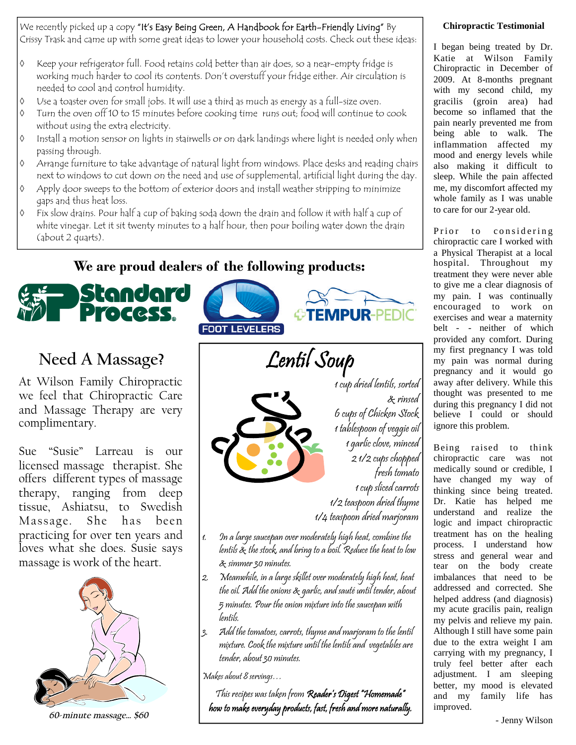We recently picked up a copy "It's Easy Being Green, A Handbook for Earth-Friendly Living" By Crissy Trask and came up with some great ideas to lower your household costs. Check out these ideas:

- Keep your refrigerator full. Food retains cold better than air does, so a near-empty fridge is working much harder to cool its contents. Don't overstuff your fridge either. Air circulation is needed to cool and control humidity.
- Use a toaster oven for small jobs. It will use a third as much as energy as a full-size oven.
- Turn the oven off 10 to 15 minutes before cooking time runs out; food will continue to cook without using the extra electricity.
- Install a motion sensor on lights in stairwells or on dark landings where light is needed only when passing through.
- Arrange furniture to take advantage of natural light from windows. Place desks and reading chairs next to windows to cut down on the need and use of supplemental, artificial light during the day.
- Apply door sweeps to the bottom of exterior doors and install weather stripping to minimize gaps and thus heat loss.
- Fix slow drains. Pour half a cup of baking soda down the drain and follow it with half a cup of white vinegar. Let it sit twenty minutes to a half hour, then pour boiling water down the drain (about 2 quarts).

## We are proud dealers of the following products:

Standard Process

FOOT LEVELERS

TEMPUR-PEDIC

## Need A Massage?

At Wilson Family Chiropractic we feel that Chiropractic Care and Massage Therapy are very complimentary.

Sue "Susie" Larreau is our licensed massage therapist. She offers different types of massage therapy, ranging from deep tissue, Ashiatsu, to Swedish Massage. She has been practicing for over ten years and loves what she does. Susie says massage is work of the heart.

**60-minute massage... $60**

## Lentil Soup

1 cup dried lentils, sorted & rinsed
6 cups of Chicken Stock
1 tablespoon of veggie oil
1 garlic clove, minced
2 1/2 cups chopped fresh tomato
1 cup sliced carrots
1/2 teaspoon dried thyme
1/4 teaspoon dried marjoram

1. In a large saucepan over moderately high heat, combine the lentils & the stock, and bring to a boil. Reduce the heat to low & simmer 30 minutes.
2. Meanwhile, in a large skillet over moderately high heat, heat the oil. Add the onions & garlic, and sauté until tender, about 5 minutes. Pour the onion mixture into the saucepan with lentils.
3. Add the tomatoes, carrots, thyme and marjoram to the lentil mixture. Cook the mixture until the lentils and vegetables are tender, about 30 minutes.

Makes about 8 servings…

This recipes was taken from **Reader's Digest "Homemade" how to make everyday products, fast, fresh and more naturally.**

### Chiropractic Testimonial

I began being treated by Dr. Katie at Wilson Family Chiropractic in December of 2009. At 8-months pregnant with my second child, my gracilis (groin area) had become so inflamed that the pain nearly prevented me from being able to walk. The inflammation affected my mood and energy levels while also making it difficult to sleep. While the pain affected me, my discomfort affected my whole family as I was unable to care for our 2-year old.

Prior to considering chiropractic care I worked with a Physical Therapist at a local hospital. Throughout my treatment they were never able to give me a clear diagnosis of my pain. I was continually encouraged to work on exercises and wear a maternity belt - - neither of which provided any comfort. During my first pregnancy I was told my pain was normal during pregnancy and it would go away after delivery. While this thought was presented to me during this pregnancy I did not believe I could or should ignore this problem.

Being raised to think chiropractic care was not medically sound or credible, I have changed my way of thinking since being treated. Dr. Katie has helped me understand and realize the logic and impact chiropractic treatment has on the healing process. I understand how stress and general wear and tear on the body create imbalances that need to be addressed and corrected. She helped address (and diagnosis) my acute gracilis pain, realign my pelvis and relieve my pain. Although I still have some pain due to the extra weight I am carrying with my pregnancy, I truly feel better after each adjustment. I am sleeping better, my mood is elevated and my family life has improved.

- Jenny Wilson